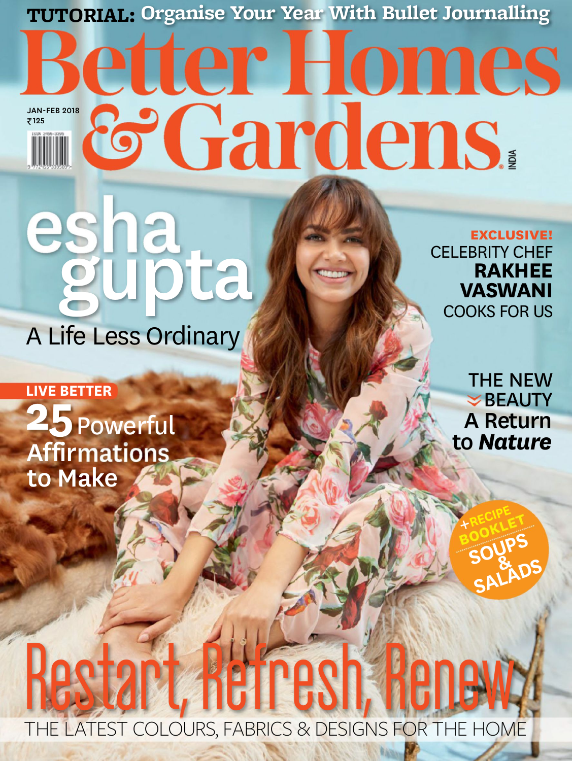**TUTORIAL:** Organise Your Year With Bullet Journalling

# Better Homes & Gardens

INDIA

JAN-FEB 2018
₹125

ISSN 2455-3395

## esha gupta

A Life Less Ordinary

**EXCLUSIVE!**
CELEBRITY CHEF
**RAKHEE VASWANI**
COOKS FOR US

**LIVE BETTER**
**25** Powerful Affirmations to Make

THE NEW BEAUTY
A Return to ***Nature***

+RECIPE BOOKLET
SOUPS & SALADS

## Restart, Refresh, Renew

THE LATEST COLOURS, FABRICS & DESIGNS FOR THE HOME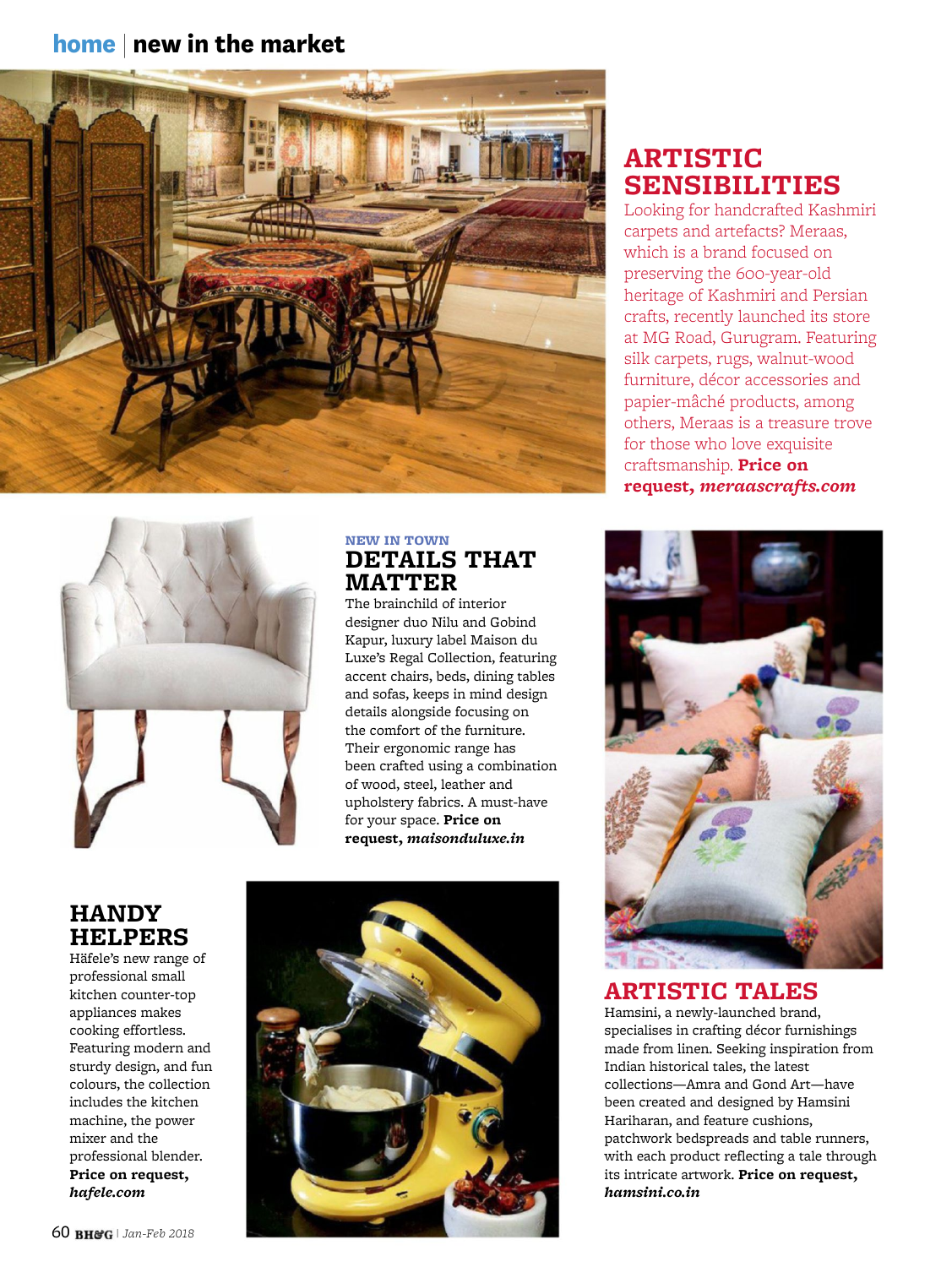## home | new in the market

## ARTISTIC SENSIBILITIES

Looking for handcrafted Kashmiri carpets and artefacts? Meraas, which is a brand focused on preserving the 600-year-old heritage of Kashmiri and Persian crafts, recently launched its store at MG Road, Gurugram. Featuring silk carpets, rugs, walnut-wood furniture, décor accessories and papier-mâché products, among others, Meraas is a treasure trove for those who love exquisite craftsmanship. **Price on request, *meraascrafts.com***

NEW IN TOWN

## DETAILS THAT MATTER

The brainchild of interior designer duo Nilu and Gobind Kapur, luxury label Maison du Luxe's Regal Collection, featuring accent chairs, beds, dining tables and sofas, keeps in mind design details alongside focusing on the comfort of the furniture. Their ergonomic range has been crafted using a combination of wood, steel, leather and upholstery fabrics. A must-have for your space. **Price on request, *maisonduluxe.in***

## ARTISTIC TALES

Hamsini, a newly-launched brand, specialises in crafting décor furnishings made from linen. Seeking inspiration from Indian historical tales, the latest collections—Amra and Gond Art—have been created and designed by Hamsini Hariharan, and feature cushions, patchwork bedspreads and table runners, with each product reflecting a tale through its intricate artwork. **Price on request, *hamsini.co.in***

## HANDY HELPERS

Häfele's new range of professional small kitchen counter-top appliances makes cooking effortless. Featuring modern and sturdy design, and fun colours, the collection includes the kitchen machine, the power mixer and the professional blender. **Price on request, *hafele.com***